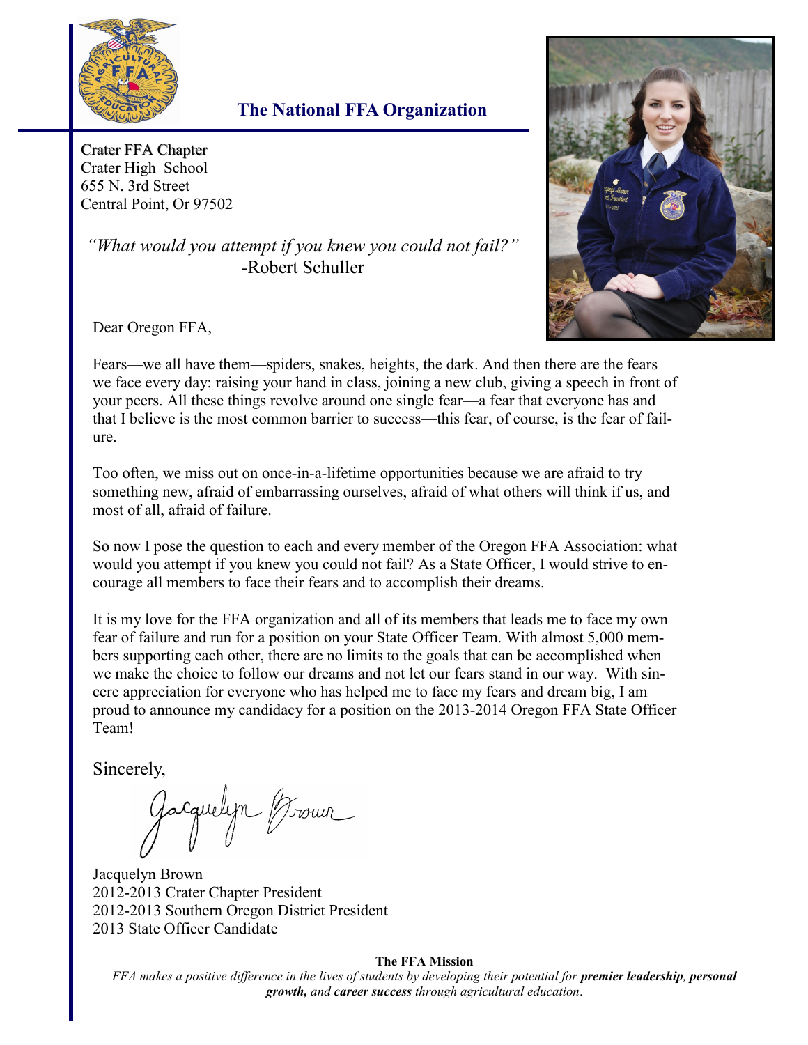## The National FFA Organization

Crater FFA Chapter
Crater High School
655 N. 3rd Street
Central Point, Or 97502

*"What would you attempt if you knew you could not fail?"*
-Robert Schuller

Dear Oregon FFA,

Fears—we all have them—spiders, snakes, heights, the dark. And then there are the fears we face every day: raising your hand in class, joining a new club, giving a speech in front of your peers. All these things revolve around one single fear—a fear that everyone has and that I believe is the most common barrier to success—this fear, of course, is the fear of failure.

Too often, we miss out on once-in-a-lifetime opportunities because we are afraid to try something new, afraid of embarrassing ourselves, afraid of what others will think if us, and most of all, afraid of failure.

So now I pose the question to each and every member of the Oregon FFA Association: what would you attempt if you knew you could not fail? As a State Officer, I would strive to encourage all members to face their fears and to accomplish their dreams.

It is my love for the FFA organization and all of its members that leads me to face my own fear of failure and run for a position on your State Officer Team. With almost 5,000 members supporting each other, there are no limits to the goals that can be accomplished when we make the choice to follow our dreams and not let our fears stand in our way. With sincere appreciation for everyone who has helped me to face my fears and dream big, I am proud to announce my candidacy for a position on the 2013-2014 Oregon FFA State Officer Team!

Sincerely,

Jacquelyn Brown

Jacquelyn Brown
2012-2013 Crater Chapter President
2012-2013 Southern Oregon District President
2013 State Officer Candidate

**The FFA Mission**

*FFA makes a positive difference in the lives of students by developing their potential for* ***premier leadership****,* ***personal growth,*** *and* ***career success*** *through agricultural education.*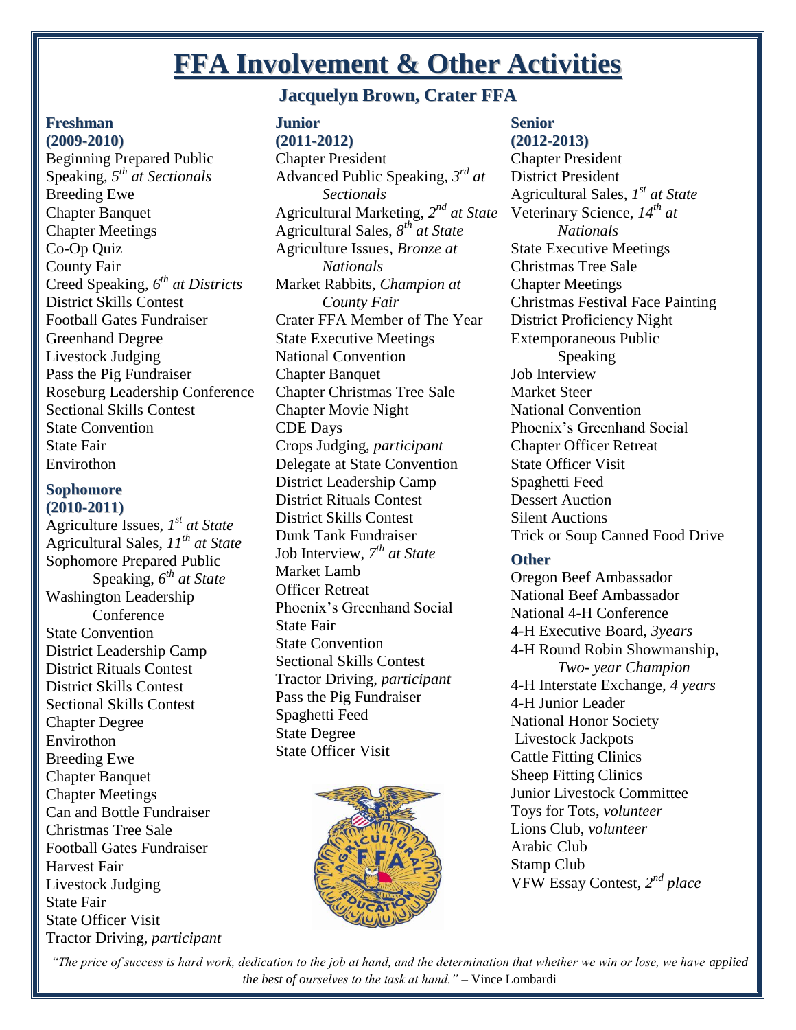# FFA Involvement & Other Activities

## Jacquelyn Brown, Crater FFA

### Freshman (2009-2010)

Beginning Prepared Public Speaking, *5th at Sectionals*
Breeding Ewe
Chapter Banquet
Chapter Meetings
Co-Op Quiz
County Fair
Creed Speaking, *6th at Districts*
District Skills Contest
Football Gates Fundraiser
Greenhand Degree
Livestock Judging
Pass the Pig Fundraiser
Roseburg Leadership Conference
Sectional Skills Contest
State Convention
State Fair
Envirothon

### Sophomore (2010-2011)

Agriculture Issues, *1st at State*
Agricultural Sales, *11th at State*
Sophomore Prepared Public Speaking, *6th at State*
Washington Leadership Conference
State Convention
District Leadership Camp
District Rituals Contest
District Skills Contest
Sectional Skills Contest
Chapter Degree
Envirothon
Breeding Ewe
Chapter Banquet
Chapter Meetings
Can and Bottle Fundraiser
Christmas Tree Sale
Football Gates Fundraiser
Harvest Fair
Livestock Judging
State Fair
State Officer Visit
Tractor Driving, *participant*

### Junior (2011-2012)

Chapter President
Advanced Public Speaking, *3rd at Sectionals*
Agricultural Marketing, *2nd at State*
Agricultural Sales, *8th at State*
Agriculture Issues, *Bronze at Nationals*
Market Rabbits, *Champion at County Fair*
Crater FFA Member of The Year
State Executive Meetings
National Convention
Chapter Banquet
Chapter Christmas Tree Sale
Chapter Movie Night
CDE Days
Crops Judging, *participant*
Delegate at State Convention
District Leadership Camp
District Rituals Contest
District Skills Contest
Dunk Tank Fundraiser
Job Interview, *7th at State*
Market Lamb
Officer Retreat
Phoenix's Greenhand Social
State Fair
State Convention
Sectional Skills Contest
Tractor Driving, *participant*
Pass the Pig Fundraiser
Spaghetti Feed
State Degree
State Officer Visit

### Senior (2012-2013)

Chapter President
District President
Agricultural Sales, *1st at State*
Veterinary Science, *14th at Nationals*
State Executive Meetings
Christmas Tree Sale
Chapter Meetings
Christmas Festival Face Painting
District Proficiency Night
Extemporaneous Public Speaking
Job Interview
Market Steer
National Convention
Phoenix's Greenhand Social
Chapter Officer Retreat
State Officer Visit
Spaghetti Feed
Dessert Auction
Silent Auctions
Trick or Soup Canned Food Drive

### Other

Oregon Beef Ambassador
National Beef Ambassador
National 4-H Conference
4-H Executive Board, *3years*
4-H Round Robin Showmanship, *Two- year Champion*
4-H Interstate Exchange, *4 years*
4-H Junior Leader
National Honor Society
Livestock Jackpots
Cattle Fitting Clinics
Sheep Fitting Clinics
Junior Livestock Committee
Toys for Tots, *volunteer*
Lions Club, *volunteer*
Arabic Club
Stamp Club
VFW Essay Contest, *2nd place*

*"The price of success is hard work, dedication to the job at hand, and the determination that whether we win or lose, we have applied the best of ourselves to the task at hand."* – Vince Lombardi